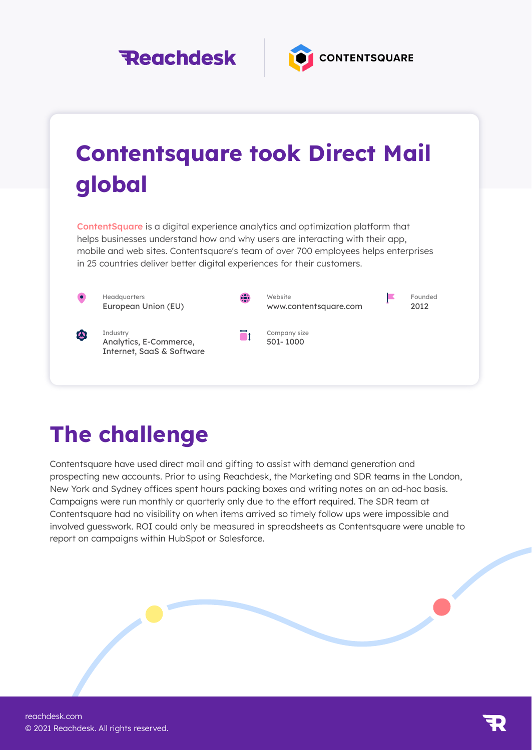Reachdesk | CONTENTSQUARE

# Contentsquare took Direct Mail global

ContentSquare is a digital experience analytics and optimization platform that helps businesses understand how and why users are interacting with their app, mobile and web sites. Contentsquare's team of over 700 employees helps enterprises in 25 countries deliver better digital experiences for their customers.

Headquarters
European Union (EU)

Website
www.contentsquare.com

Founded
2012

Industry
Analytics, E-Commerce, Internet, SaaS & Software

Company size
501- 1000

## The challenge

Contentsquare have used direct mail and gifting to assist with demand generation and prospecting new accounts. Prior to using Reachdesk, the Marketing and SDR teams in the London, New York and Sydney offices spent hours packing boxes and writing notes on an ad-hoc basis. Campaigns were run monthly or quarterly only due to the effort required. The SDR team at Contentsquare had no visibility on when items arrived so timely follow ups were impossible and involved guesswork. ROI could only be measured in spreadsheets as Contentsquare were unable to report on campaigns within HubSpot or Salesforce.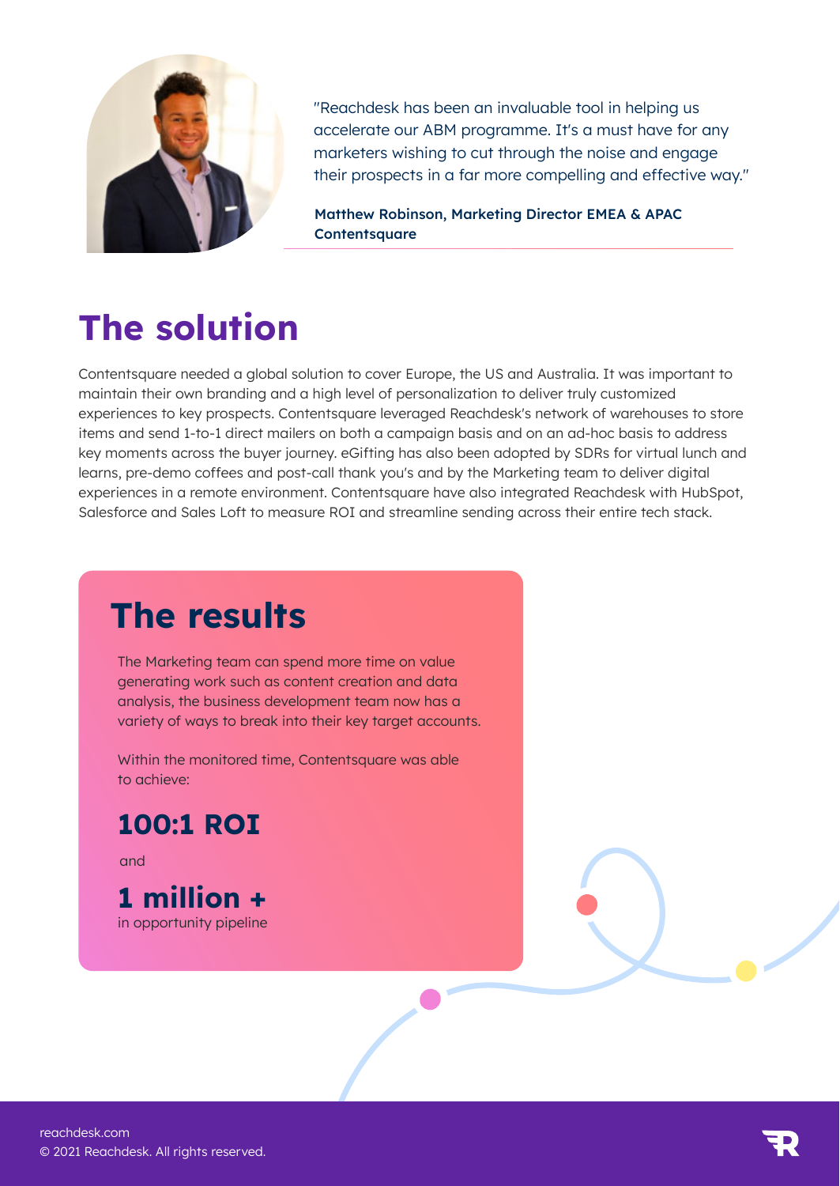"Reachdesk has been an invaluable tool in helping us accelerate our ABM programme. It's a must have for any marketers wishing to cut through the noise and engage their prospects in a far more compelling and effective way."

**Matthew Robinson, Marketing Director EMEA & APAC**
**Contentsquare**

# The solution

Contentsquare needed a global solution to cover Europe, the US and Australia. It was important to maintain their own branding and a high level of personalization to deliver truly customized experiences to key prospects. Contentsquare leveraged Reachdesk's network of warehouses to store items and send 1-to-1 direct mailers on both a campaign basis and on an ad-hoc basis to address key moments across the buyer journey. eGifting has also been adopted by SDRs for virtual lunch and learns, pre-demo coffees and post-call thank you's and by the Marketing team to deliver digital experiences in a remote environment. Contentsquare have also integrated Reachdesk with HubSpot, Salesforce and Sales Loft to measure ROI and streamline sending across their entire tech stack.

# The results

The Marketing team can spend more time on value generating work such as content creation and data analysis, the business development team now has a variety of ways to break into their key target accounts.

Within the monitored time, Contentsquare was able to achieve:

**100:1 ROI**

and

**1 million +**
in opportunity pipeline

reachdesk.com
© 2021 Reachdesk. All rights reserved.